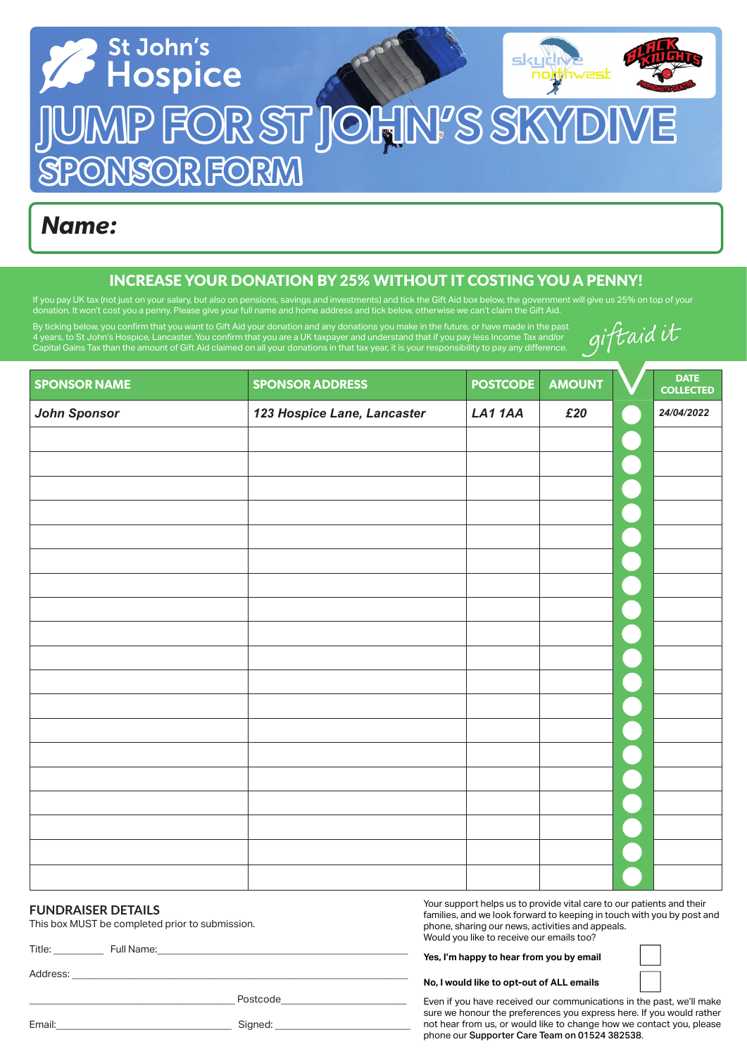# St John's Hospice

skydive northwest | BLACK KNIGHTS PARACHUTE CENTRE

# JUMP FOR ST JOHN'S SKYDIVE

## SPONSOR FORM

**Name:**

### INCREASE YOUR DONATION BY 25% WITHOUT IT COSTING YOU A PENNY!

If you pay UK tax (not just on your salary, but also on pensions, savings and investments) and tick the Gift Aid box below, the government will give us 25% on top of your donation. It won't cost you a penny. Please give your full name and home address and tick below, otherwise we can't claim the Gift Aid.

By ticking below, you confirm that you want to Gift Aid your donation and any donations you make in the future, or have made in the past 4 years, to St John's Hospice, Lancaster. You confirm that you are a UK taxpayer and understand that if you pay less Income Tax and/or Capital Gains Tax than the amount of Gift Aid claimed on all your donations in that tax year, it is your responsibility to pay any difference.

giftaid it

| SPONSOR NAME | SPONSOR ADDRESS | POSTCODE | AMOUNT | ✓ | DATE COLLECTED |
|---|---|---|---|---|---|
| *John Sponsor* | *123 Hospice Lane, Lancaster* | *LA1 1AA* | *£20* | | *24/04/2022* |
| | | | | | |
| | | | | | |
| | | | | | |
| | | | | | |
| | | | | | |
| | | | | | |
| | | | | | |
| | | | | | |
| | | | | | |
| | | | | | |
| | | | | | |
| | | | | | |
| | | | | | |
| | | | | | |
| | | | | | |
| | | | | | |
| | | | | | |
| | | | | | |
| | | | | | |

### FUNDRAISER DETAILS

This box MUST be completed prior to submission.

Title: __________ Full Name: ______________________________

Address: ______________________________________________

______________________________ Postcode ________________

Email: __________________________ Signed: ______________________

Your support helps us to provide vital care to our patients and their families, and we look forward to keeping in touch with you by post and phone, sharing our news, activities and appeals. Would you like to receive our emails too?

**Yes, I'm happy to hear from you by email** ☐

**No, I would like to opt-out of ALL emails** ☐

Even if you have received our communications in the past, we'll make sure we honour the preferences you express here. If you would rather not hear from us, or would like to change how we contact you, please phone our **Supporter Care Team on 01524 382538**.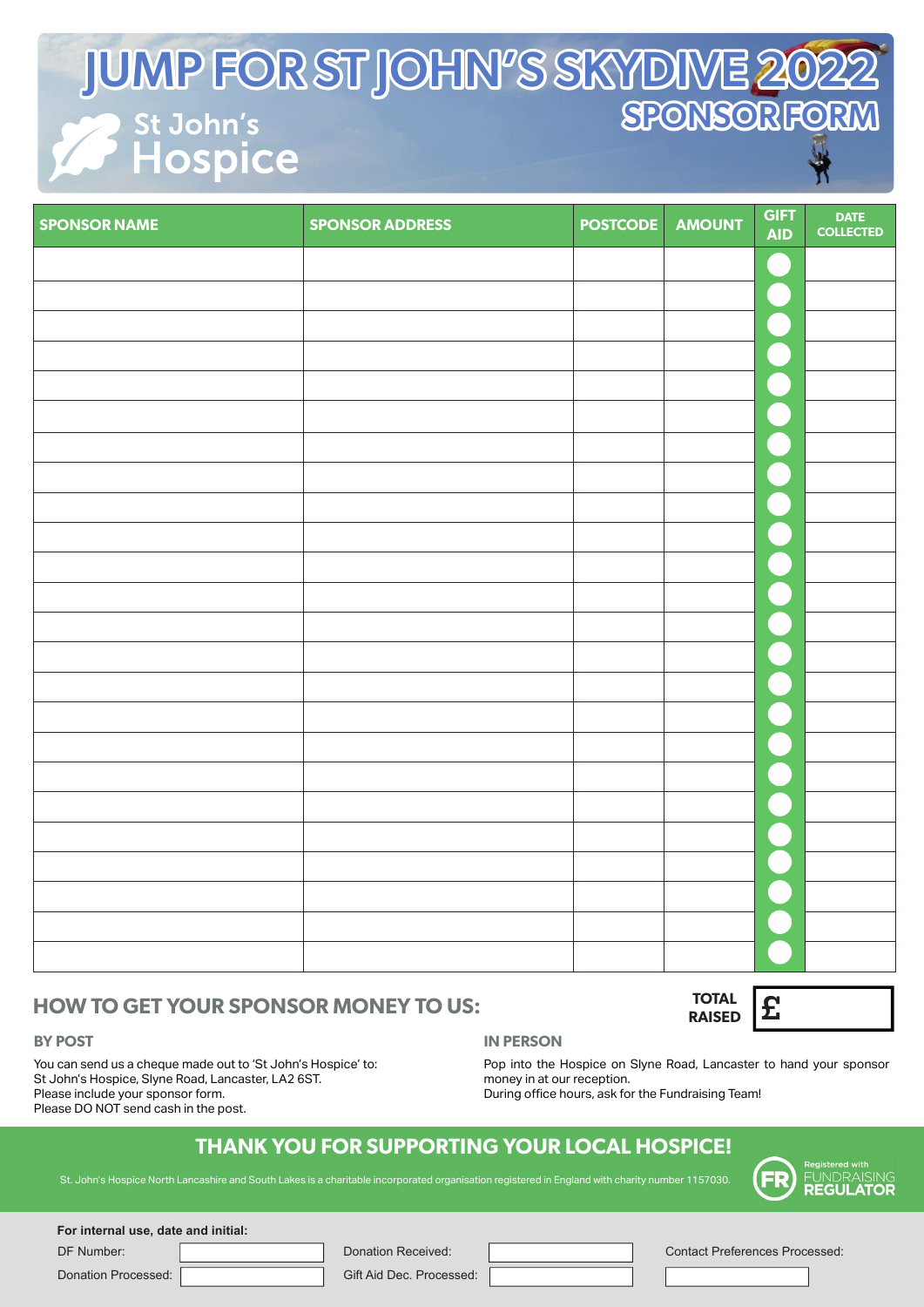# JUMP FOR ST JOHN'S SKYDIVE 2022

## SPONSOR FORM

St John's Hospice

| SPONSOR NAME | SPONSOR ADDRESS | POSTCODE | AMOUNT | GIFT AID | DATE COLLECTED |
|---|---|---|---|---|---|
| | | | | | |
| | | | | | |
| | | | | | |
| | | | | | |
| | | | | | |
| | | | | | |
| | | | | | |
| | | | | | |
| | | | | | |
| | | | | | |
| | | | | | |
| | | | | | |
| | | | | | |
| | | | | | |
| | | | | | |
| | | | | | |
| | | | | | |
| | | | | | |
| | | | | | |
| | | | | | |
| | | | | | |
| | | | | | |
| | | | | | |
| | | | | | |

## HOW TO GET YOUR SPONSOR MONEY TO US:

**TOTAL RAISED** £

### BY POST

You can send us a cheque made out to 'St John's Hospice' to:
St John's Hospice, Slyne Road, Lancaster, LA2 6ST.
Please include your sponsor form.
Please DO NOT send cash in the post.

### IN PERSON

Pop into the Hospice on Slyne Road, Lancaster to hand your sponsor money in at our reception.
During office hours, ask for the Fundraising Team!

## THANK YOU FOR SUPPORTING YOUR LOCAL HOSPICE!

St. John's Hospice North Lancashire and South Lakes is a charitable incorporated organisation registered in England with charity number 1157030.

Registered with FUNDRAISING REGULATOR

**For internal use, date and initial:**

DF Number: | Donation Received: | Contact Preferences Processed:

Donation Processed: | Gift Aid Dec. Processed: